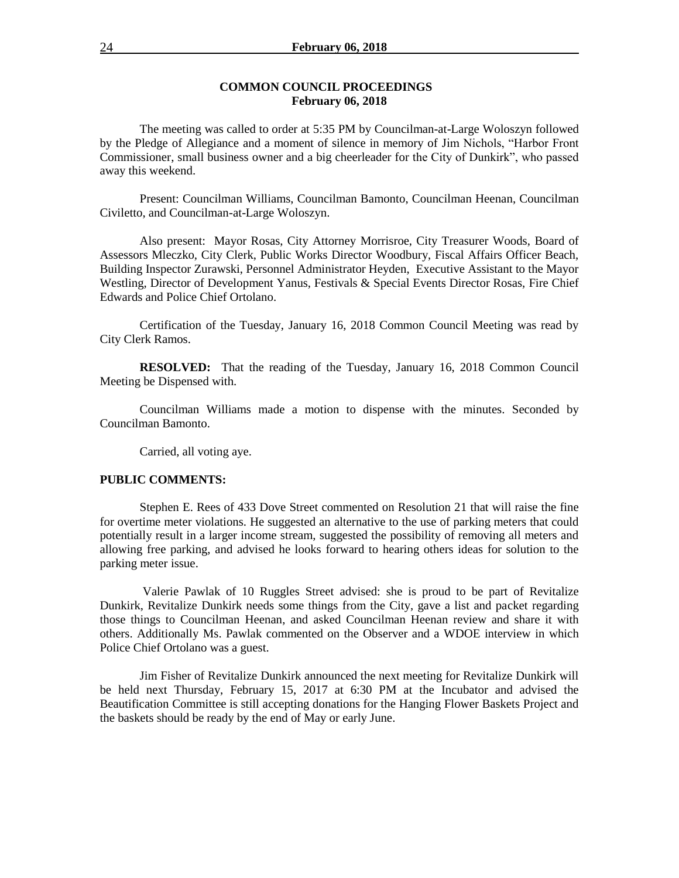## COMMON COUNCIL PROCEEDINGS
**February 06, 2018**

The meeting was called to order at 5:35 PM by Councilman-at-Large Woloszyn followed by the Pledge of Allegiance and a moment of silence in memory of Jim Nichols, "Harbor Front Commissioner, small business owner and a big cheerleader for the City of Dunkirk", who passed away this weekend.

Present: Councilman Williams, Councilman Bamonto, Councilman Heenan, Councilman Civiletto, and Councilman-at-Large Woloszyn.

Also present: Mayor Rosas, City Attorney Morrisroe, City Treasurer Woods, Board of Assessors Mleczko, City Clerk, Public Works Director Woodbury, Fiscal Affairs Officer Beach, Building Inspector Zurawski, Personnel Administrator Heyden, Executive Assistant to the Mayor Westling, Director of Development Yanus, Festivals & Special Events Director Rosas, Fire Chief Edwards and Police Chief Ortolano.

Certification of the Tuesday, January 16, 2018 Common Council Meeting was read by City Clerk Ramos.

**RESOLVED:** That the reading of the Tuesday, January 16, 2018 Common Council Meeting be Dispensed with.

Councilman Williams made a motion to dispense with the minutes. Seconded by Councilman Bamonto.

Carried, all voting aye.

**PUBLIC COMMENTS:**

Stephen E. Rees of 433 Dove Street commented on Resolution 21 that will raise the fine for overtime meter violations. He suggested an alternative to the use of parking meters that could potentially result in a larger income stream, suggested the possibility of removing all meters and allowing free parking, and advised he looks forward to hearing others ideas for solution to the parking meter issue.

Valerie Pawlak of 10 Ruggles Street advised: she is proud to be part of Revitalize Dunkirk, Revitalize Dunkirk needs some things from the City, gave a list and packet regarding those things to Councilman Heenan, and asked Councilman Heenan review and share it with others. Additionally Ms. Pawlak commented on the Observer and a WDOE interview in which Police Chief Ortolano was a guest.

Jim Fisher of Revitalize Dunkirk announced the next meeting for Revitalize Dunkirk will be held next Thursday, February 15, 2017 at 6:30 PM at the Incubator and advised the Beautification Committee is still accepting donations for the Hanging Flower Baskets Project and the baskets should be ready by the end of May or early June.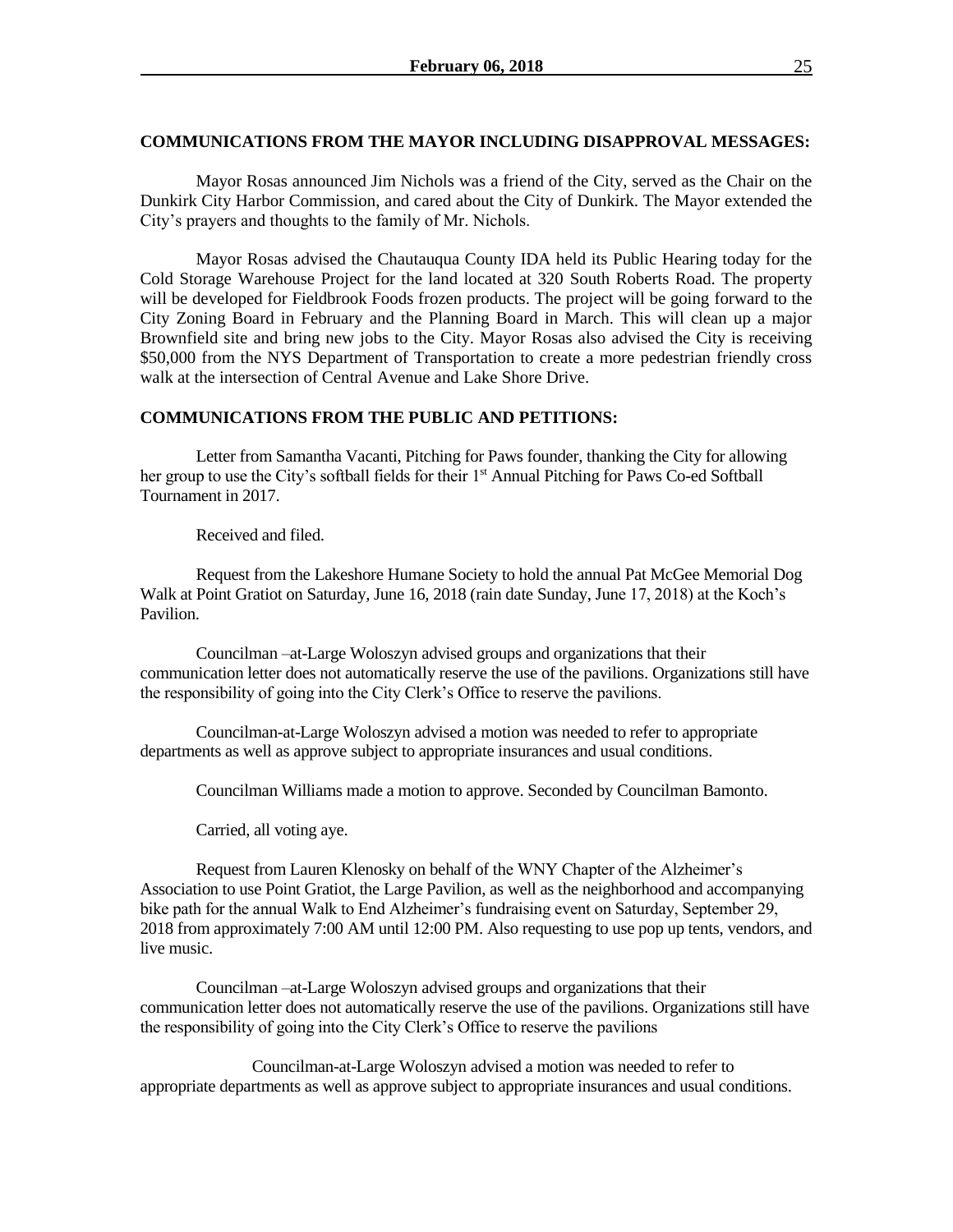**COMMUNICATIONS FROM THE MAYOR INCLUDING DISAPPROVAL MESSAGES:**

Mayor Rosas announced Jim Nichols was a friend of the City, served as the Chair on the Dunkirk City Harbor Commission, and cared about the City of Dunkirk. The Mayor extended the City's prayers and thoughts to the family of Mr. Nichols.

Mayor Rosas advised the Chautauqua County IDA held its Public Hearing today for the Cold Storage Warehouse Project for the land located at 320 South Roberts Road. The property will be developed for Fieldbrook Foods frozen products. The project will be going forward to the City Zoning Board in February and the Planning Board in March. This will clean up a major Brownfield site and bring new jobs to the City. Mayor Rosas also advised the City is receiving \$50,000 from the NYS Department of Transportation to create a more pedestrian friendly cross walk at the intersection of Central Avenue and Lake Shore Drive.

**COMMUNICATIONS FROM THE PUBLIC AND PETITIONS:**

Letter from Samantha Vacanti, Pitching for Paws founder, thanking the City for allowing her group to use the City's softball fields for their 1st Annual Pitching for Paws Co-ed Softball Tournament in 2017.

Received and filed.

Request from the Lakeshore Humane Society to hold the annual Pat McGee Memorial Dog Walk at Point Gratiot on Saturday, June 16, 2018 (rain date Sunday, June 17, 2018) at the Koch's Pavilion.

Councilman –at-Large Woloszyn advised groups and organizations that their communication letter does not automatically reserve the use of the pavilions. Organizations still have the responsibility of going into the City Clerk's Office to reserve the pavilions.

Councilman-at-Large Woloszyn advised a motion was needed to refer to appropriate departments as well as approve subject to appropriate insurances and usual conditions.

Councilman Williams made a motion to approve. Seconded by Councilman Bamonto.

Carried, all voting aye.

Request from Lauren Klenosky on behalf of the WNY Chapter of the Alzheimer's Association to use Point Gratiot, the Large Pavilion, as well as the neighborhood and accompanying bike path for the annual Walk to End Alzheimer's fundraising event on Saturday, September 29, 2018 from approximately 7:00 AM until 12:00 PM. Also requesting to use pop up tents, vendors, and live music.

Councilman –at-Large Woloszyn advised groups and organizations that their communication letter does not automatically reserve the use of the pavilions. Organizations still have the responsibility of going into the City Clerk's Office to reserve the pavilions

Councilman-at-Large Woloszyn advised a motion was needed to refer to appropriate departments as well as approve subject to appropriate insurances and usual conditions.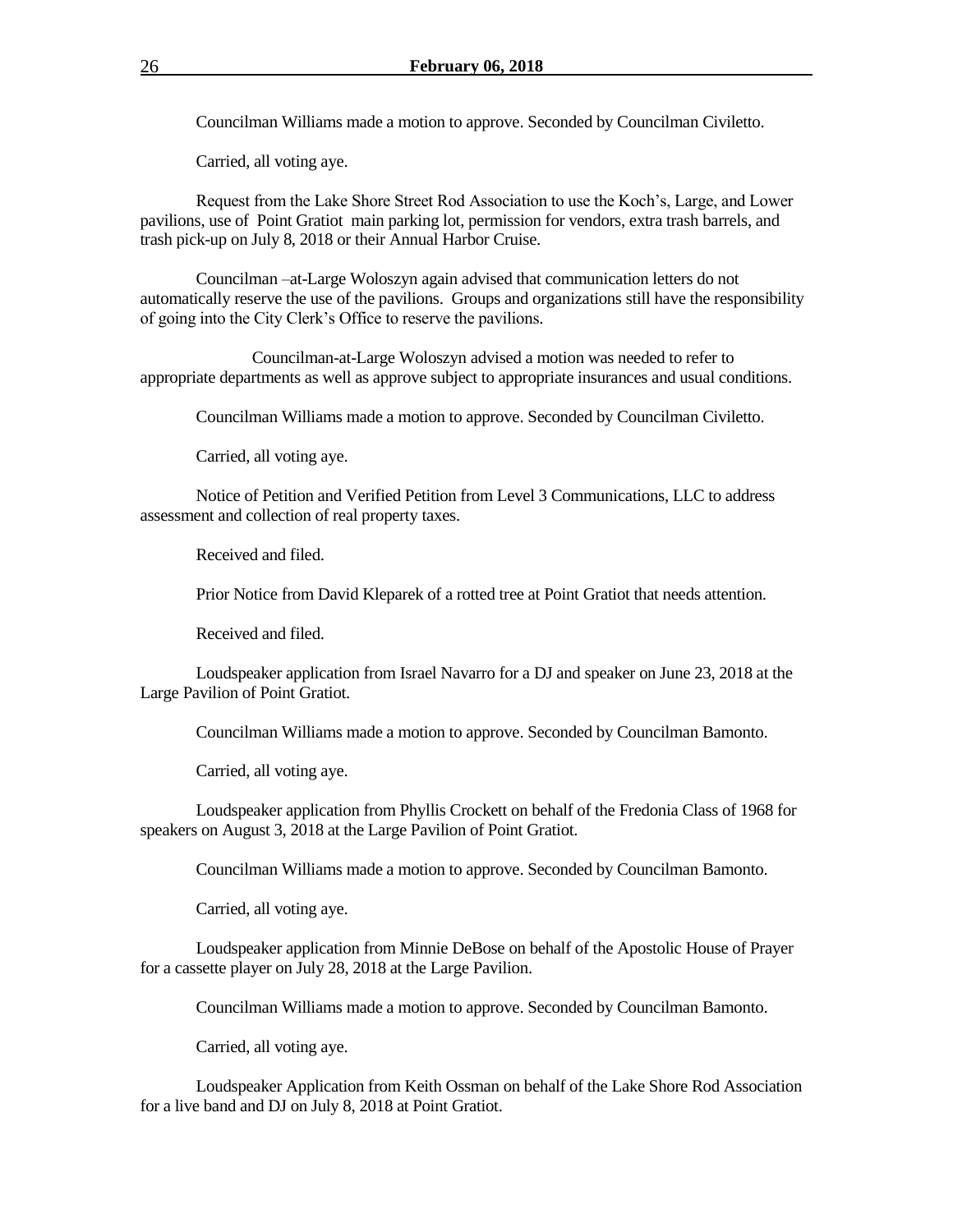Councilman Williams made a motion to approve. Seconded by Councilman Civiletto.

Carried, all voting aye.

Request from the Lake Shore Street Rod Association to use the Koch's, Large, and Lower pavilions, use of Point Gratiot main parking lot, permission for vendors, extra trash barrels, and trash pick-up on July 8, 2018 or their Annual Harbor Cruise.

Councilman –at-Large Woloszyn again advised that communication letters do not automatically reserve the use of the pavilions. Groups and organizations still have the responsibility of going into the City Clerk's Office to reserve the pavilions.

Councilman-at-Large Woloszyn advised a motion was needed to refer to appropriate departments as well as approve subject to appropriate insurances and usual conditions.

Councilman Williams made a motion to approve. Seconded by Councilman Civiletto.

Carried, all voting aye.

Notice of Petition and Verified Petition from Level 3 Communications, LLC to address assessment and collection of real property taxes.

Received and filed.

Prior Notice from David Kleparek of a rotted tree at Point Gratiot that needs attention.

Received and filed.

Loudspeaker application from Israel Navarro for a DJ and speaker on June 23, 2018 at the Large Pavilion of Point Gratiot.

Councilman Williams made a motion to approve. Seconded by Councilman Bamonto.

Carried, all voting aye.

Loudspeaker application from Phyllis Crockett on behalf of the Fredonia Class of 1968 for speakers on August 3, 2018 at the Large Pavilion of Point Gratiot.

Councilman Williams made a motion to approve. Seconded by Councilman Bamonto.

Carried, all voting aye.

Loudspeaker application from Minnie DeBose on behalf of the Apostolic House of Prayer for a cassette player on July 28, 2018 at the Large Pavilion.

Councilman Williams made a motion to approve. Seconded by Councilman Bamonto.

Carried, all voting aye.

Loudspeaker Application from Keith Ossman on behalf of the Lake Shore Rod Association for a live band and DJ on July 8, 2018 at Point Gratiot.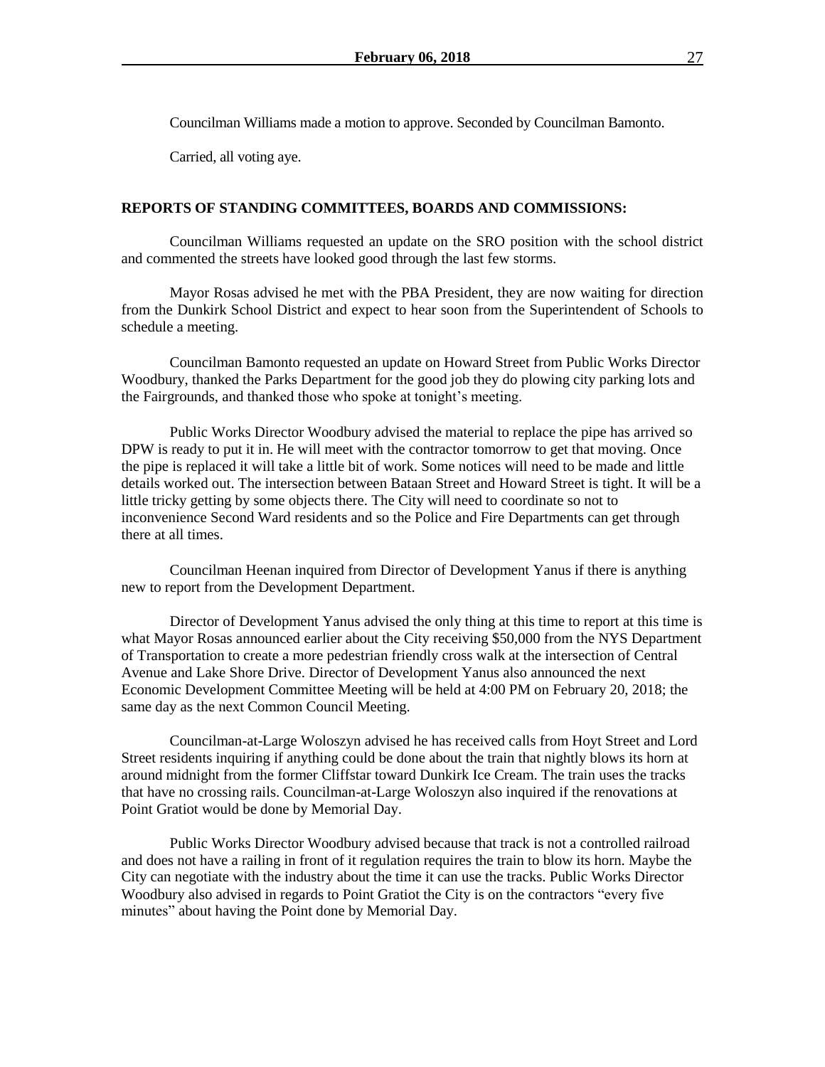Councilman Williams made a motion to approve. Seconded by Councilman Bamonto.

Carried, all voting aye.

**REPORTS OF STANDING COMMITTEES, BOARDS AND COMMISSIONS:**

Councilman Williams requested an update on the SRO position with the school district and commented the streets have looked good through the last few storms.

Mayor Rosas advised he met with the PBA President, they are now waiting for direction from the Dunkirk School District and expect to hear soon from the Superintendent of Schools to schedule a meeting.

Councilman Bamonto requested an update on Howard Street from Public Works Director Woodbury, thanked the Parks Department for the good job they do plowing city parking lots and the Fairgrounds, and thanked those who spoke at tonight's meeting.

Public Works Director Woodbury advised the material to replace the pipe has arrived so DPW is ready to put it in. He will meet with the contractor tomorrow to get that moving. Once the pipe is replaced it will take a little bit of work. Some notices will need to be made and little details worked out. The intersection between Bataan Street and Howard Street is tight. It will be a little tricky getting by some objects there. The City will need to coordinate so not to inconvenience Second Ward residents and so the Police and Fire Departments can get through there at all times.

Councilman Heenan inquired from Director of Development Yanus if there is anything new to report from the Development Department.

Director of Development Yanus advised the only thing at this time to report at this time is what Mayor Rosas announced earlier about the City receiving $50,000 from the NYS Department of Transportation to create a more pedestrian friendly cross walk at the intersection of Central Avenue and Lake Shore Drive. Director of Development Yanus also announced the next Economic Development Committee Meeting will be held at 4:00 PM on February 20, 2018; the same day as the next Common Council Meeting.

Councilman-at-Large Woloszyn advised he has received calls from Hoyt Street and Lord Street residents inquiring if anything could be done about the train that nightly blows its horn at around midnight from the former Cliffstar toward Dunkirk Ice Cream. The train uses the tracks that have no crossing rails. Councilman-at-Large Woloszyn also inquired if the renovations at Point Gratiot would be done by Memorial Day.

Public Works Director Woodbury advised because that track is not a controlled railroad and does not have a railing in front of it regulation requires the train to blow its horn. Maybe the City can negotiate with the industry about the time it can use the tracks. Public Works Director Woodbury also advised in regards to Point Gratiot the City is on the contractors "every five minutes" about having the Point done by Memorial Day.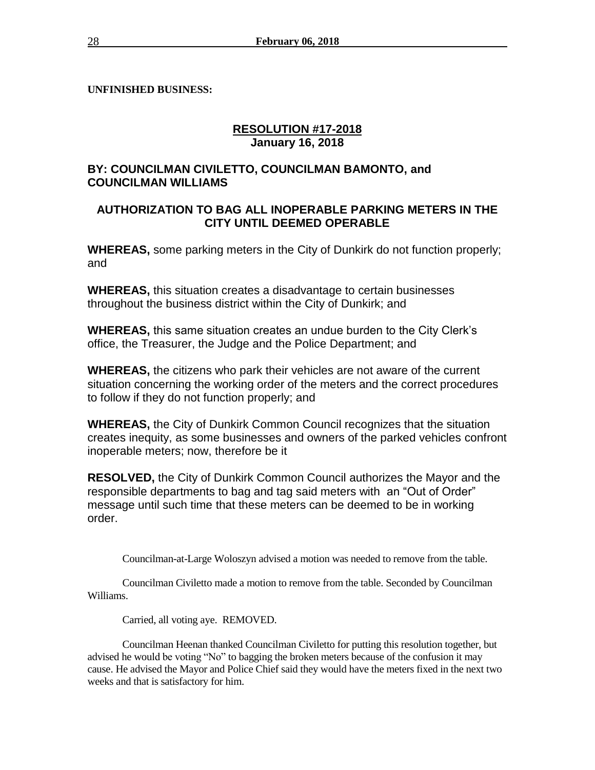**UNFINISHED BUSINESS:**

## RESOLUTION #17-2018
**January 16, 2018**

### BY: COUNCILMAN CIVILETTO, COUNCILMAN BAMONTO, and COUNCILMAN WILLIAMS

### AUTHORIZATION TO BAG ALL INOPERABLE PARKING METERS IN THE CITY UNTIL DEEMED OPERABLE

**WHEREAS,** some parking meters in the City of Dunkirk do not function properly; and

**WHEREAS,** this situation creates a disadvantage to certain businesses throughout the business district within the City of Dunkirk; and

**WHEREAS,** this same situation creates an undue burden to the City Clerk's office, the Treasurer, the Judge and the Police Department; and

**WHEREAS,** the citizens who park their vehicles are not aware of the current situation concerning the working order of the meters and the correct procedures to follow if they do not function properly; and

**WHEREAS,** the City of Dunkirk Common Council recognizes that the situation creates inequity, as some businesses and owners of the parked vehicles confront inoperable meters; now, therefore be it

**RESOLVED,** the City of Dunkirk Common Council authorizes the Mayor and the responsible departments to bag and tag said meters with an "Out of Order" message until such time that these meters can be deemed to be in working order.

Councilman-at-Large Woloszyn advised a motion was needed to remove from the table.

Councilman Civiletto made a motion to remove from the table. Seconded by Councilman Williams.

Carried, all voting aye. REMOVED.

Councilman Heenan thanked Councilman Civiletto for putting this resolution together, but advised he would be voting "No" to bagging the broken meters because of the confusion it may cause. He advised the Mayor and Police Chief said they would have the meters fixed in the next two weeks and that is satisfactory for him.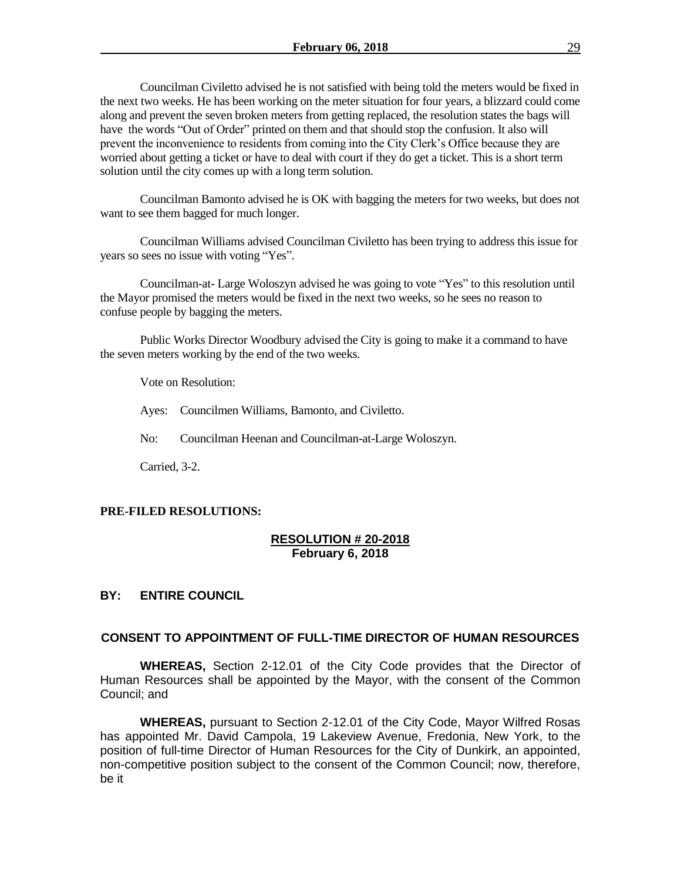Councilman Civiletto advised he is not satisfied with being told the meters would be fixed in the next two weeks. He has been working on the meter situation for four years, a blizzard could come along and prevent the seven broken meters from getting replaced, the resolution states the bags will have the words "Out of Order" printed on them and that should stop the confusion. It also will prevent the inconvenience to residents from coming into the City Clerk's Office because they are worried about getting a ticket or have to deal with court if they do get a ticket. This is a short term solution until the city comes up with a long term solution.

Councilman Bamonto advised he is OK with bagging the meters for two weeks, but does not want to see them bagged for much longer.

Councilman Williams advised Councilman Civiletto has been trying to address this issue for years so sees no issue with voting "Yes".

Councilman-at- Large Woloszyn advised he was going to vote "Yes" to this resolution until the Mayor promised the meters would be fixed in the next two weeks, so he sees no reason to confuse people by bagging the meters.

Public Works Director Woodbury advised the City is going to make it a command to have the seven meters working by the end of the two weeks.

Vote on Resolution:

Ayes: Councilmen Williams, Bamonto, and Civiletto.

No: Councilman Heenan and Councilman-at-Large Woloszyn.

Carried, 3-2.

**PRE-FILED RESOLUTIONS:**

**RESOLUTION # 20-2018**
**February 6, 2018**

**BY: ENTIRE COUNCIL**

**CONSENT TO APPOINTMENT OF FULL-TIME DIRECTOR OF HUMAN RESOURCES**

**WHEREAS,** Section 2-12.01 of the City Code provides that the Director of Human Resources shall be appointed by the Mayor, with the consent of the Common Council; and

**WHEREAS,** pursuant to Section 2-12.01 of the City Code, Mayor Wilfred Rosas has appointed Mr. David Campola, 19 Lakeview Avenue, Fredonia, New York, to the position of full-time Director of Human Resources for the City of Dunkirk, an appointed, non-competitive position subject to the consent of the Common Council; now, therefore, be it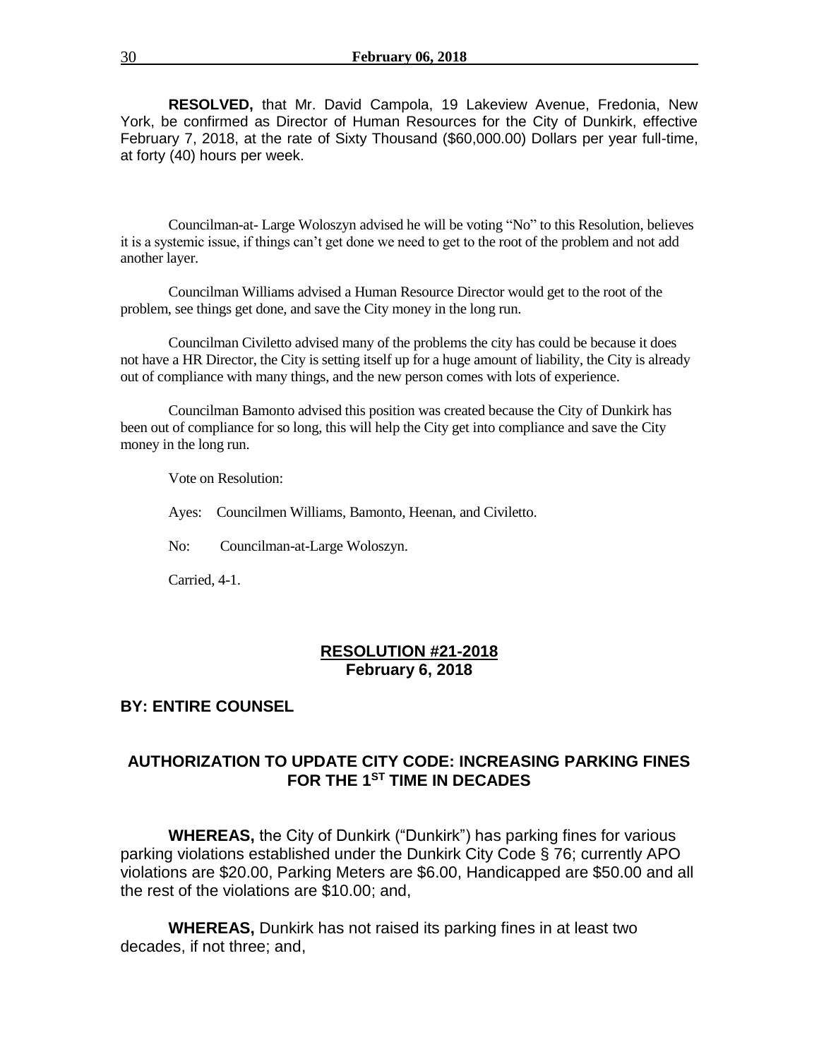**RESOLVED,** that Mr. David Campola, 19 Lakeview Avenue, Fredonia, New York, be confirmed as Director of Human Resources for the City of Dunkirk, effective February 7, 2018, at the rate of Sixty Thousand ($60,000.00) Dollars per year full-time, at forty (40) hours per week.

Councilman-at- Large Woloszyn advised he will be voting "No" to this Resolution, believes it is a systemic issue, if things can't get done we need to get to the root of the problem and not add another layer.

Councilman Williams advised a Human Resource Director would get to the root of the problem, see things get done, and save the City money in the long run.

Councilman Civiletto advised many of the problems the city has could be because it does not have a HR Director, the City is setting itself up for a huge amount of liability, the City is already out of compliance with many things, and the new person comes with lots of experience.

Councilman Bamonto advised this position was created because the City of Dunkirk has been out of compliance for so long, this will help the City get into compliance and save the City money in the long run.

Vote on Resolution:

Ayes: Councilmen Williams, Bamonto, Heenan, and Civiletto.

No: Councilman-at-Large Woloszyn.

Carried, 4-1.

## RESOLUTION #21-2018
**February 6, 2018**

**BY: ENTIRE COUNSEL**

## AUTHORIZATION TO UPDATE CITY CODE: INCREASING PARKING FINES FOR THE 1ST TIME IN DECADES

**WHEREAS,** the City of Dunkirk ("Dunkirk") has parking fines for various parking violations established under the Dunkirk City Code § 76; currently APO violations are $20.00, Parking Meters are $6.00, Handicapped are $50.00 and all the rest of the violations are $10.00; and,

**WHEREAS,** Dunkirk has not raised its parking fines in at least two decades, if not three; and,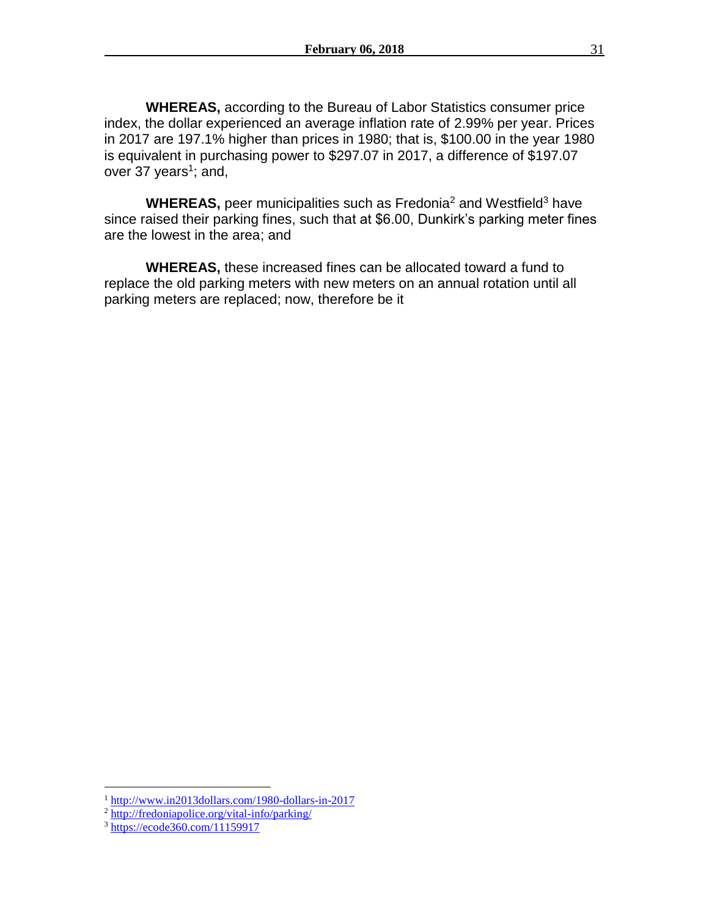**WHEREAS,** according to the Bureau of Labor Statistics consumer price index, the dollar experienced an average inflation rate of 2.99% per year. Prices in 2017 are 197.1% higher than prices in 1980; that is, $100.00 in the year 1980 is equivalent in purchasing power to $297.07 in 2017, a difference of $197.07 over 37 years[1]; and,

**WHEREAS,** peer municipalities such as Fredonia[2] and Westfield[3] have since raised their parking fines, such that at $6.00, Dunkirk's parking meter fines are the lowest in the area; and

**WHEREAS,** these increased fines can be allocated toward a fund to replace the old parking meters with new meters on an annual rotation until all parking meters are replaced; now, therefore be it

---

[1] http://www.in2013dollars.com/1980-dollars-in-2017

[2] http://fredoniapolice.org/vital-info/parking/

[3] https://ecode360.com/11159917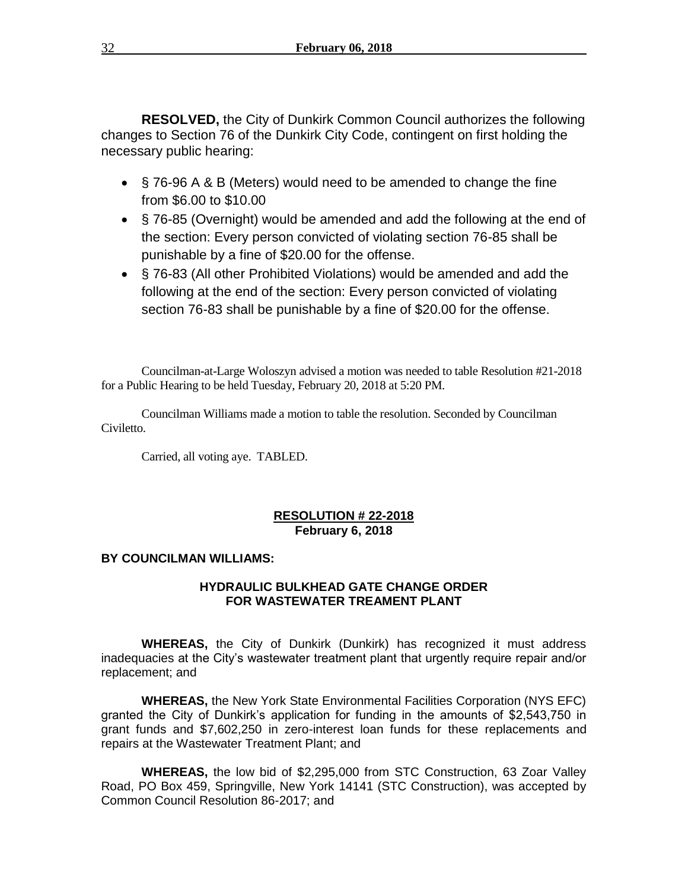**RESOLVED,** the City of Dunkirk Common Council authorizes the following changes to Section 76 of the Dunkirk City Code, contingent on first holding the necessary public hearing:

- § 76-96 A & B (Meters) would need to be amended to change the fine from $6.00 to $10.00
- § 76-85 (Overnight) would be amended and add the following at the end of the section: Every person convicted of violating section 76-85 shall be punishable by a fine of $20.00 for the offense.
- § 76-83 (All other Prohibited Violations) would be amended and add the following at the end of the section: Every person convicted of violating section 76-83 shall be punishable by a fine of $20.00 for the offense.

Councilman-at-Large Woloszyn advised a motion was needed to table Resolution #21-2018 for a Public Hearing to be held Tuesday, February 20, 2018 at 5:20 PM.

Councilman Williams made a motion to table the resolution. Seconded by Councilman Civiletto.

Carried, all voting aye. TABLED.

**RESOLUTION # 22-2018**
**February 6, 2018**

**BY COUNCILMAN WILLIAMS:**

**HYDRAULIC BULKHEAD GATE CHANGE ORDER FOR WASTEWATER TREAMENT PLANT**

**WHEREAS,** the City of Dunkirk (Dunkirk) has recognized it must address inadequacies at the City's wastewater treatment plant that urgently require repair and/or replacement; and

**WHEREAS,** the New York State Environmental Facilities Corporation (NYS EFC) granted the City of Dunkirk's application for funding in the amounts of $2,543,750 in grant funds and $7,602,250 in zero-interest loan funds for these replacements and repairs at the Wastewater Treatment Plant; and

**WHEREAS,** the low bid of $2,295,000 from STC Construction, 63 Zoar Valley Road, PO Box 459, Springville, New York 14141 (STC Construction), was accepted by Common Council Resolution 86-2017; and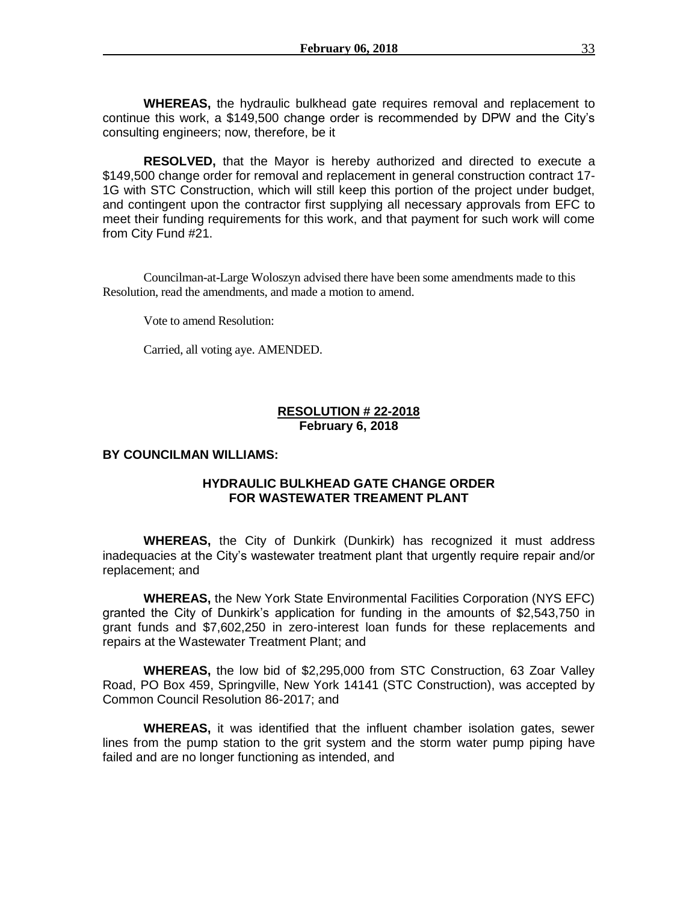**WHEREAS,** the hydraulic bulkhead gate requires removal and replacement to continue this work, a $149,500 change order is recommended by DPW and the City's consulting engineers; now, therefore, be it

**RESOLVED,** that the Mayor is hereby authorized and directed to execute a $149,500 change order for removal and replacement in general construction contract 17-1G with STC Construction, which will still keep this portion of the project under budget, and contingent upon the contractor first supplying all necessary approvals from EFC to meet their funding requirements for this work, and that payment for such work will come from City Fund #21.

Councilman-at-Large Woloszyn advised there have been some amendments made to this Resolution, read the amendments, and made a motion to amend.

Vote to amend Resolution:

Carried, all voting aye. AMENDED.

**RESOLUTION # 22-2018**
**February 6, 2018**

**BY COUNCILMAN WILLIAMS:**

**HYDRAULIC BULKHEAD GATE CHANGE ORDER FOR WASTEWATER TREAMENT PLANT**

**WHEREAS,** the City of Dunkirk (Dunkirk) has recognized it must address inadequacies at the City's wastewater treatment plant that urgently require repair and/or replacement; and

**WHEREAS,** the New York State Environmental Facilities Corporation (NYS EFC) granted the City of Dunkirk's application for funding in the amounts of $2,543,750 in grant funds and $7,602,250 in zero-interest loan funds for these replacements and repairs at the Wastewater Treatment Plant; and

**WHEREAS,** the low bid of $2,295,000 from STC Construction, 63 Zoar Valley Road, PO Box 459, Springville, New York 14141 (STC Construction), was accepted by Common Council Resolution 86-2017; and

**WHEREAS,** it was identified that the influent chamber isolation gates, sewer lines from the pump station to the grit system and the storm water pump piping have failed and are no longer functioning as intended, and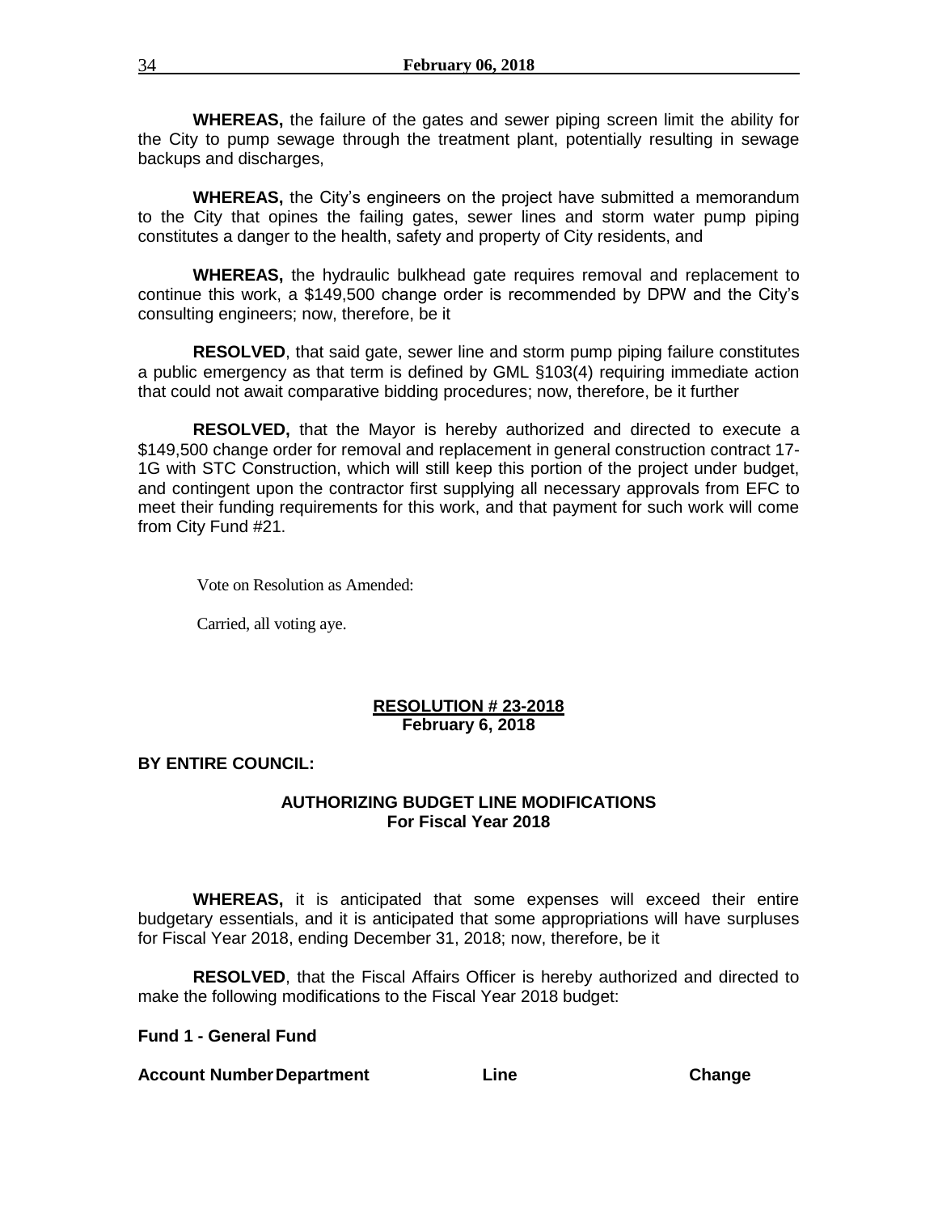**WHEREAS,** the failure of the gates and sewer piping screen limit the ability for the City to pump sewage through the treatment plant, potentially resulting in sewage backups and discharges,

**WHEREAS,** the City's engineers on the project have submitted a memorandum to the City that opines the failing gates, sewer lines and storm water pump piping constitutes a danger to the health, safety and property of City residents, and

**WHEREAS,** the hydraulic bulkhead gate requires removal and replacement to continue this work, a $149,500 change order is recommended by DPW and the City's consulting engineers; now, therefore, be it

**RESOLVED**, that said gate, sewer line and storm pump piping failure constitutes a public emergency as that term is defined by GML §103(4) requiring immediate action that could not await comparative bidding procedures; now, therefore, be it further

**RESOLVED,** that the Mayor is hereby authorized and directed to execute a $149,500 change order for removal and replacement in general construction contract 17-1G with STC Construction, which will still keep this portion of the project under budget, and contingent upon the contractor first supplying all necessary approvals from EFC to meet their funding requirements for this work, and that payment for such work will come from City Fund #21.

Vote on Resolution as Amended:

Carried, all voting aye.

**RESOLUTION # 23-2018**
**February 6, 2018**

**BY ENTIRE COUNCIL:**

**AUTHORIZING BUDGET LINE MODIFICATIONS**
**For Fiscal Year 2018**

**WHEREAS,** it is anticipated that some expenses will exceed their entire budgetary essentials, and it is anticipated that some appropriations will have surpluses for Fiscal Year 2018, ending December 31, 2018; now, therefore, be it

**RESOLVED**, that the Fiscal Affairs Officer is hereby authorized and directed to make the following modifications to the Fiscal Year 2018 budget:

**Fund 1 - General Fund**

| Account Number | Department | Line | Change |
|---|---|---|---|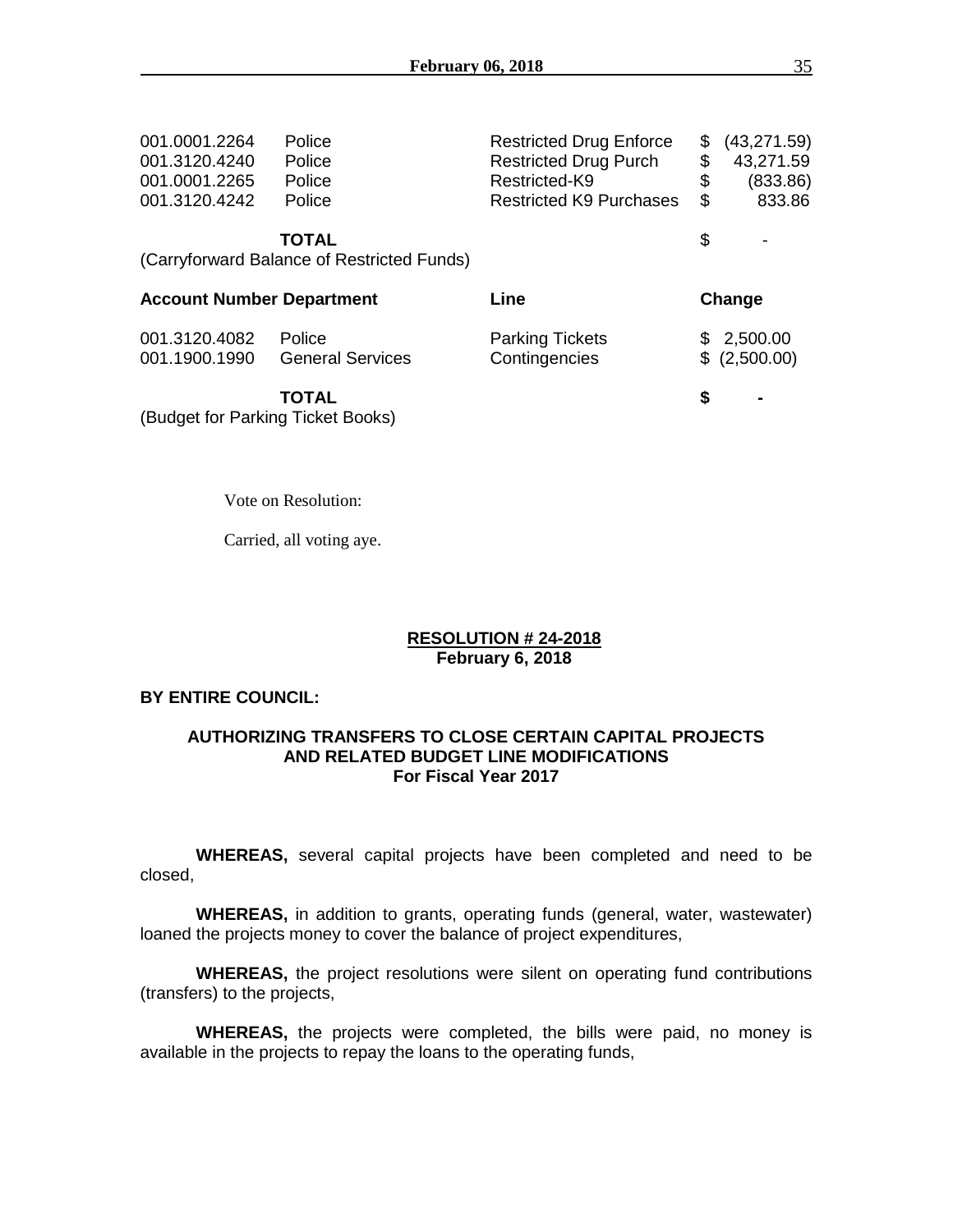| | | | |
|---|---|---|---|
| 001.0001.2264 | Police | Restricted Drug Enforce | $ (43,271.59) |
| 001.3120.4240 | Police | Restricted Drug Purch | $ 43,271.59 |
| 001.0001.2265 | Police | Restricted-K9 | $ (833.86) |
| 001.3120.4242 | Police | Restricted K9 Purchases | $ 833.86 |
| | **TOTAL** | | $ - |

(Carryforward Balance of Restricted Funds)

| **Account Number** | **Department** | **Line** | **Change** |
|---|---|---|---|
| 001.3120.4082 | Police | Parking Tickets | $ 2,500.00 |
| 001.1900.1990 | General Services | Contingencies | $ (2,500.00) |
| | **TOTAL** | | **$ -** |

(Budget for Parking Ticket Books)

Vote on Resolution:

Carried, all voting aye.

**RESOLUTION # 24-2018**
**February 6, 2018**

**BY ENTIRE COUNCIL:**

**AUTHORIZING TRANSFERS TO CLOSE CERTAIN CAPITAL PROJECTS AND RELATED BUDGET LINE MODIFICATIONS For Fiscal Year 2017**

**WHEREAS,** several capital projects have been completed and need to be closed,

**WHEREAS,** in addition to grants, operating funds (general, water, wastewater) loaned the projects money to cover the balance of project expenditures,

**WHEREAS,** the project resolutions were silent on operating fund contributions (transfers) to the projects,

**WHEREAS,** the projects were completed, the bills were paid, no money is available in the projects to repay the loans to the operating funds,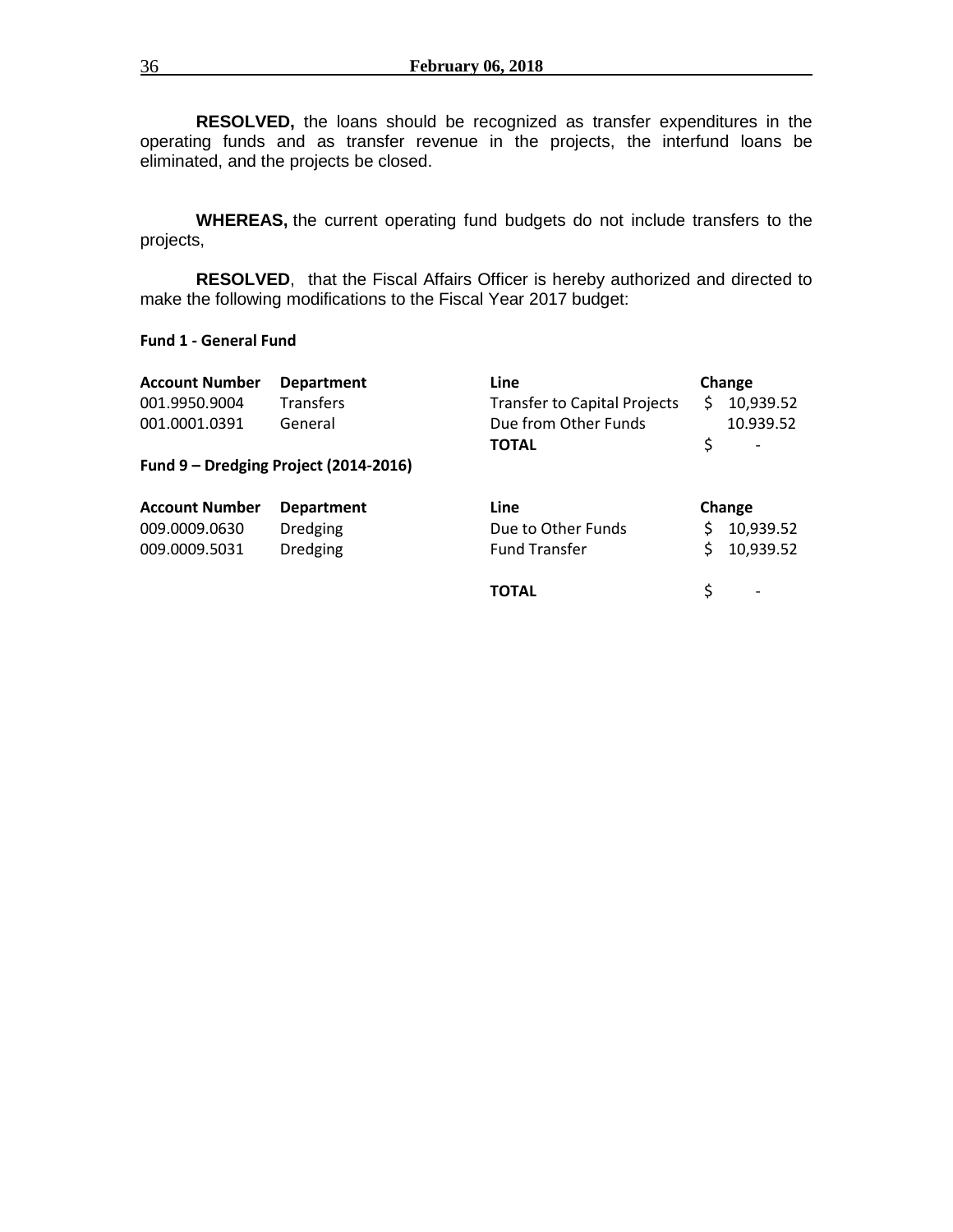**RESOLVED,** the loans should be recognized as transfer expenditures in the operating funds and as transfer revenue in the projects, the interfund loans be eliminated, and the projects be closed.

**WHEREAS,** the current operating fund budgets do not include transfers to the projects,

**RESOLVED**, that the Fiscal Affairs Officer is hereby authorized and directed to make the following modifications to the Fiscal Year 2017 budget:

**Fund 1 - General Fund**

| Account Number | Department | Line | Change |
|---|---|---|---|
| 001.9950.9004 | Transfers | Transfer to Capital Projects | $ 10,939.52 |
| 001.0001.0391 | General | Due from Other Funds | 10.939.52 |
| | | **TOTAL** | $ - |

**Fund 9 – Dredging Project (2014-2016)**

| Account Number | Department | Line | Change |
|---|---|---|---|
| 009.0009.0630 | Dredging | Due to Other Funds | $ 10,939.52 |
| 009.0009.5031 | Dredging | Fund Transfer | $ 10,939.52 |
| | | **TOTAL** | $ - |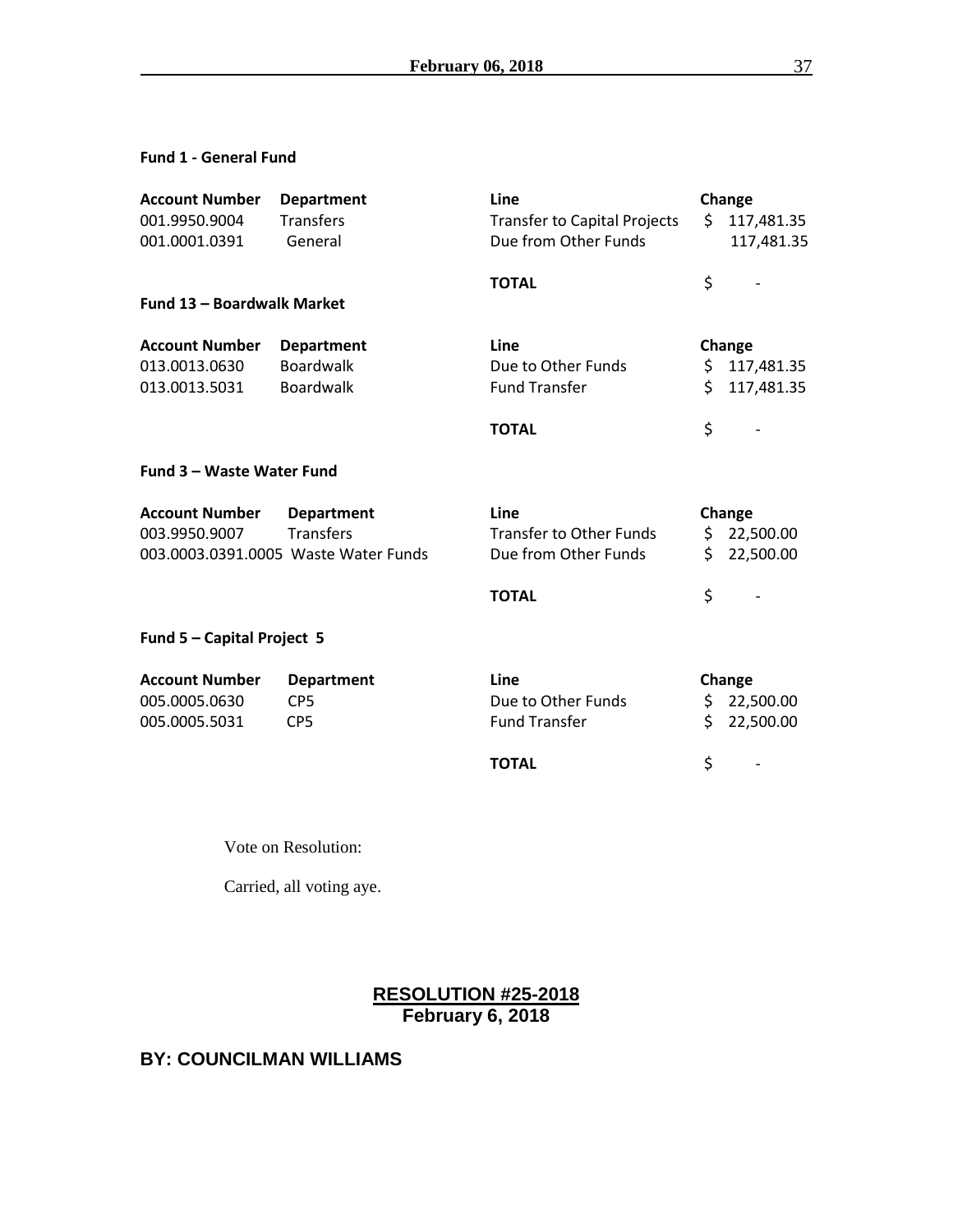**Fund 1 - General Fund**

| Account Number | Department | Line | Change |
|---|---|---|---|
| 001.9950.9004 | Transfers | Transfer to Capital Projects | $ 117,481.35 |
| 001.0001.0391 | General | Due from Other Funds | 117,481.35 |
| | | **TOTAL** | $ - |

**Fund 13 – Boardwalk Market**

| Account Number | Department | Line | Change |
|---|---|---|---|
| 013.0013.0630 | Boardwalk | Due to Other Funds | $ 117,481.35 |
| 013.0013.5031 | Boardwalk | Fund Transfer | $ 117,481.35 |
| | | **TOTAL** | $ - |

**Fund 3 – Waste Water Fund**

| Account Number | Department | Line | Change |
|---|---|---|---|
| 003.9950.9007 | Transfers | Transfer to Other Funds | $ 22,500.00 |
| 003.0003.0391.0005 | Waste Water Funds | Due from Other Funds | $ 22,500.00 |
| | | **TOTAL** | $ - |

**Fund 5 – Capital Project 5**

| Account Number | Department | Line | Change |
|---|---|---|---|
| 005.0005.0630 | CP5 | Due to Other Funds | $ 22,500.00 |
| 005.0005.5031 | CP5 | Fund Transfer | $ 22,500.00 |
| | | **TOTAL** | $ - |

Vote on Resolution:

Carried, all voting aye.

**RESOLUTION #25-2018**
**February 6, 2018**

**BY: COUNCILMAN WILLIAMS**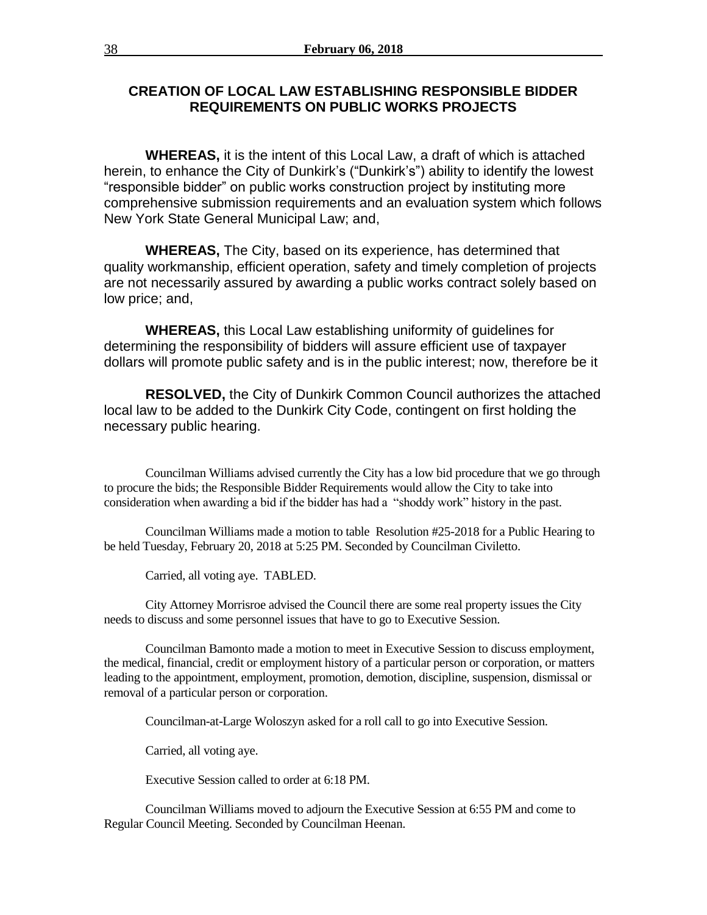## CREATION OF LOCAL LAW ESTABLISHING RESPONSIBLE BIDDER REQUIREMENTS ON PUBLIC WORKS PROJECTS

**WHEREAS,** it is the intent of this Local Law, a draft of which is attached herein, to enhance the City of Dunkirk's ("Dunkirk's") ability to identify the lowest "responsible bidder" on public works construction project by instituting more comprehensive submission requirements and an evaluation system which follows New York State General Municipal Law; and,

**WHEREAS,** The City, based on its experience, has determined that quality workmanship, efficient operation, safety and timely completion of projects are not necessarily assured by awarding a public works contract solely based on low price; and,

**WHEREAS,** this Local Law establishing uniformity of guidelines for determining the responsibility of bidders will assure efficient use of taxpayer dollars will promote public safety and is in the public interest; now, therefore be it

**RESOLVED,** the City of Dunkirk Common Council authorizes the attached local law to be added to the Dunkirk City Code, contingent on first holding the necessary public hearing.

Councilman Williams advised currently the City has a low bid procedure that we go through to procure the bids; the Responsible Bidder Requirements would allow the City to take into consideration when awarding a bid if the bidder has had a "shoddy work" history in the past.

Councilman Williams made a motion to table Resolution #25-2018 for a Public Hearing to be held Tuesday, February 20, 2018 at 5:25 PM. Seconded by Councilman Civiletto.

Carried, all voting aye. TABLED.

City Attorney Morrisroe advised the Council there are some real property issues the City needs to discuss and some personnel issues that have to go to Executive Session.

Councilman Bamonto made a motion to meet in Executive Session to discuss employment, the medical, financial, credit or employment history of a particular person or corporation, or matters leading to the appointment, employment, promotion, demotion, discipline, suspension, dismissal or removal of a particular person or corporation.

Councilman-at-Large Woloszyn asked for a roll call to go into Executive Session.

Carried, all voting aye.

Executive Session called to order at 6:18 PM.

Councilman Williams moved to adjourn the Executive Session at 6:55 PM and come to Regular Council Meeting. Seconded by Councilman Heenan.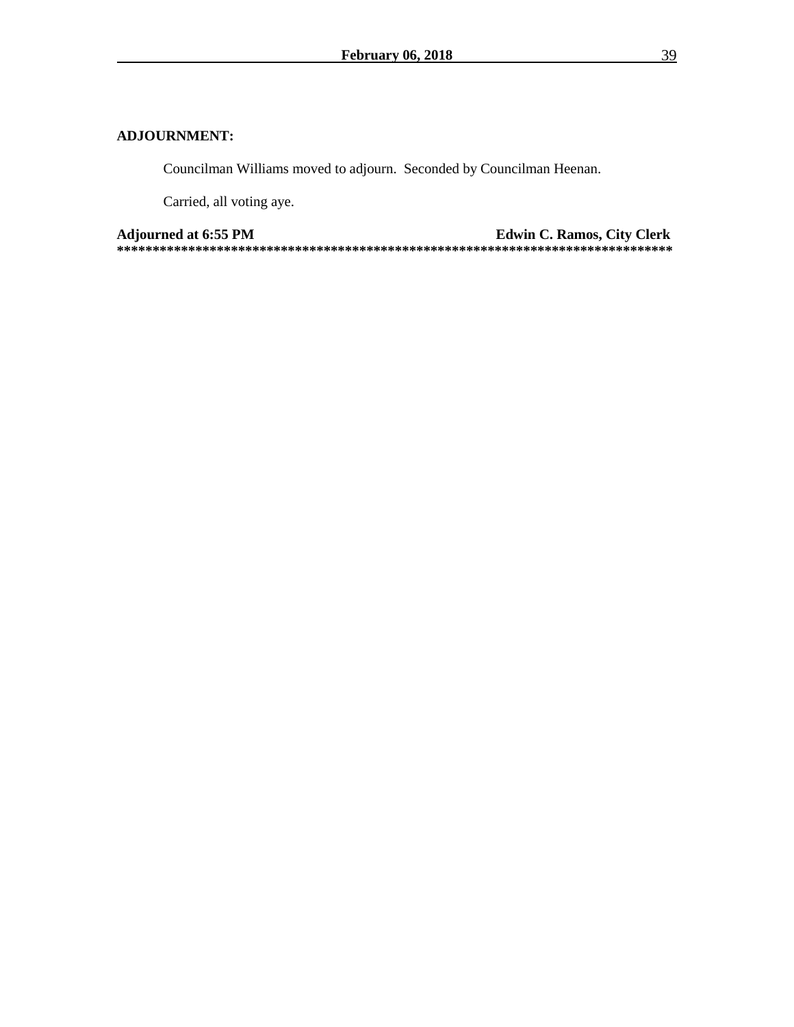**ADJOURNMENT:**

Councilman Williams moved to adjourn. Seconded by Councilman Heenan.

Carried, all voting aye.

**Adjourned at 6:55 PM** **Edwin C. Ramos, City Clerk**

**********************************************************************************